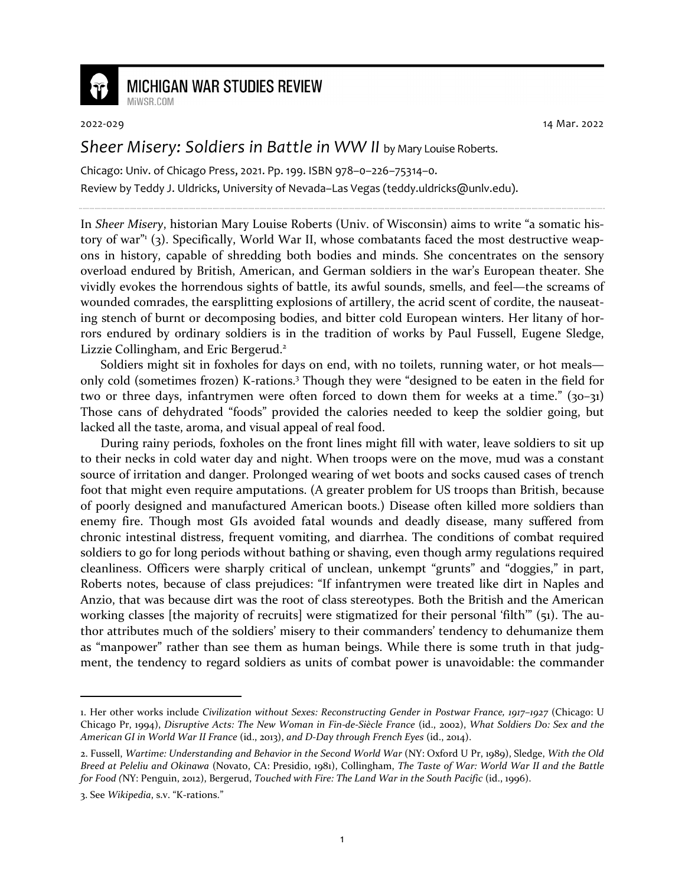# MICHIGAN WAR STUDIES REVIEW

MiWSR.COM

2022-029 14 Mar. 2022

## *Sheer Misery: Soldiers in Battle in WW II* by Mary Louise Roberts.

Chicago: Univ. of Chicago Press, 2021. Pp. 199. ISBN 978–0–226–75314–0.

Review by Teddy J. Uldricks, University of Nevada–Las Vegas (teddy.uldricks@unlv.edu).

In *Sheer Misery*, historian Mary Louise Roberts (Univ. of Wisconsin) aims to write "a somatic history of war"[1] (3). Specifically, World War II, whose combatants faced the most destructive weapons in history, capable of shredding both bodies and minds. She concentrates on the sensory overload endured by British, American, and German soldiers in the war's European theater. She vividly evokes the horrendous sights of battle, its awful sounds, smells, and feel—the screams of wounded comrades, the earsplitting explosions of artillery, the acrid scent of cordite, the nauseating stench of burnt or decomposing bodies, and bitter cold European winters. Her litany of horrors endured by ordinary soldiers is in the tradition of works by Paul Fussell, Eugene Sledge, Lizzie Collingham, and Eric Bergerud.[2]

Soldiers might sit in foxholes for days on end, with no toilets, running water, or hot meals—only cold (sometimes frozen) K-rations.[3] Though they were "designed to be eaten in the field for two or three days, infantrymen were often forced to down them for weeks at a time." (30–31) Those cans of dehydrated "foods" provided the calories needed to keep the soldier going, but lacked all the taste, aroma, and visual appeal of real food.

During rainy periods, foxholes on the front lines might fill with water, leave soldiers to sit up to their necks in cold water day and night. When troops were on the move, mud was a constant source of irritation and danger. Prolonged wearing of wet boots and socks caused cases of trench foot that might even require amputations. (A greater problem for US troops than British, because of poorly designed and manufactured American boots.) Disease often killed more soldiers than enemy fire. Though most GIs avoided fatal wounds and deadly disease, many suffered from chronic intestinal distress, frequent vomiting, and diarrhea. The conditions of combat required soldiers to go for long periods without bathing or shaving, even though army regulations required cleanliness. Officers were sharply critical of unclean, unkempt "grunts" and "doggies," in part, Roberts notes, because of class prejudices: "If infantrymen were treated like dirt in Naples and Anzio, that was because dirt was the root of class stereotypes. Both the British and the American working classes [the majority of recruits] were stigmatized for their personal 'filth'" (51). The author attributes much of the soldiers' misery to their commanders' tendency to dehumanize them as "manpower" rather than see them as human beings. While there is some truth in that judgment, the tendency to regard soldiers as units of combat power is unavoidable: the commander

---

1. Her other works include *Civilization without Sexes: Reconstructing Gender in Postwar France, 1917–1927* (Chicago: U Chicago Pr, 1994), *Disruptive Acts: The New Woman in Fin-de-Siècle France* (id., 2002), *What Soldiers Do: Sex and the American GI in World War II France* (id., 2013), *and D-Day through French Eyes* (id., 2014).

2. Fussell, *Wartime: Understanding and Behavior in the Second World War* (NY: Oxford U Pr, 1989), Sledge, *With the Old Breed at Peleliu and Okinawa* (Novato, CA: Presidio, 1981), Collingham, *The Taste of War: World War II and the Battle for Food (*NY: Penguin, 2012), Bergerud, *Touched with Fire: The Land War in the South Pacific* (id., 1996).

3. See *Wikipedia*, s.v. "K-rations."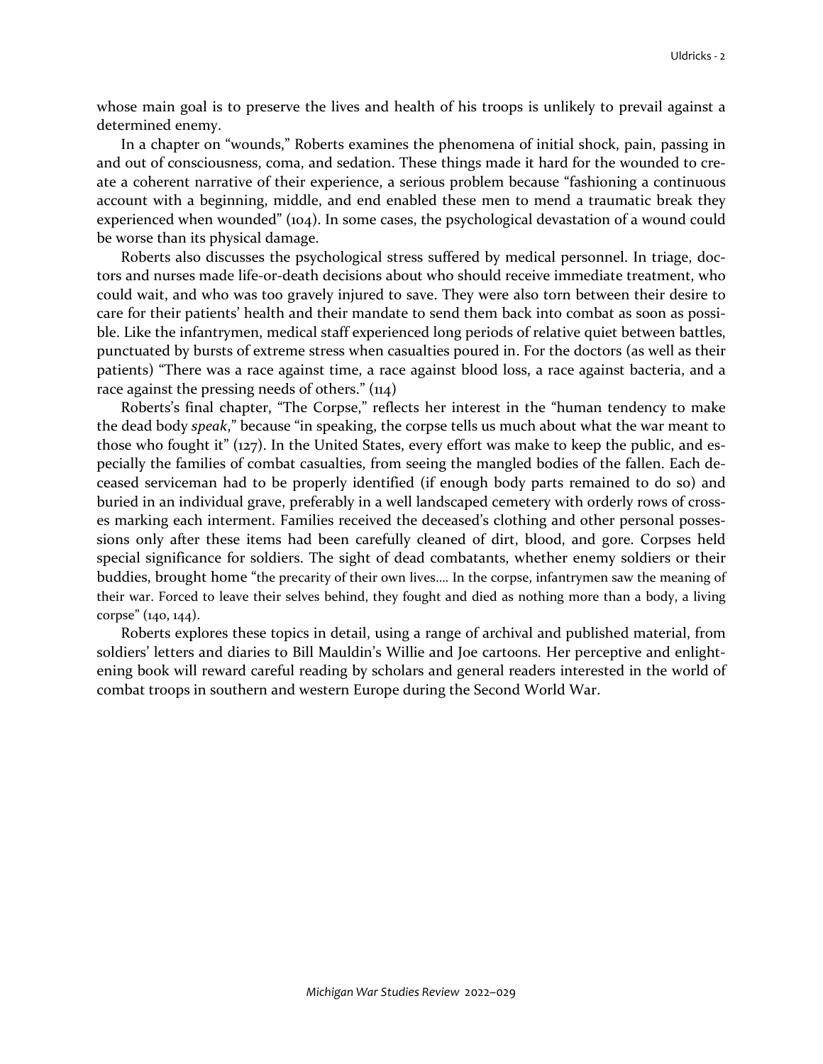whose main goal is to preserve the lives and health of his troops is unlikely to prevail against a determined enemy.

In a chapter on "wounds," Roberts examines the phenomena of initial shock, pain, passing in and out of consciousness, coma, and sedation. These things made it hard for the wounded to create a coherent narrative of their experience, a serious problem because "fashioning a continuous account with a beginning, middle, and end enabled these men to mend a traumatic break they experienced when wounded" (104). In some cases, the psychological devastation of a wound could be worse than its physical damage.

Roberts also discusses the psychological stress suffered by medical personnel. In triage, doctors and nurses made life-or-death decisions about who should receive immediate treatment, who could wait, and who was too gravely injured to save. They were also torn between their desire to care for their patients' health and their mandate to send them back into combat as soon as possible. Like the infantrymen, medical staff experienced long periods of relative quiet between battles, punctuated by bursts of extreme stress when casualties poured in. For the doctors (as well as their patients) "There was a race against time, a race against blood loss, a race against bacteria, and a race against the pressing needs of others." (114)

Roberts's final chapter, "The Corpse," reflects her interest in the "human tendency to make the dead body *speak*," because "in speaking, the corpse tells us much about what the war meant to those who fought it" (127). In the United States, every effort was make to keep the public, and especially the families of combat casualties, from seeing the mangled bodies of the fallen. Each deceased serviceman had to be properly identified (if enough body parts remained to do so) and buried in an individual grave, preferably in a well landscaped cemetery with orderly rows of crosses marking each interment. Families received the deceased's clothing and other personal possessions only after these items had been carefully cleaned of dirt, blood, and gore. Corpses held special significance for soldiers. The sight of dead combatants, whether enemy soldiers or their buddies, brought home "the precarity of their own lives.... In the corpse, infantrymen saw the meaning of their war. Forced to leave their selves behind, they fought and died as nothing more than a body, a living corpse" (140, 144).

Roberts explores these topics in detail, using a range of archival and published material, from soldiers' letters and diaries to Bill Mauldin's Willie and Joe cartoons. Her perceptive and enlightening book will reward careful reading by scholars and general readers interested in the world of combat troops in southern and western Europe during the Second World War.